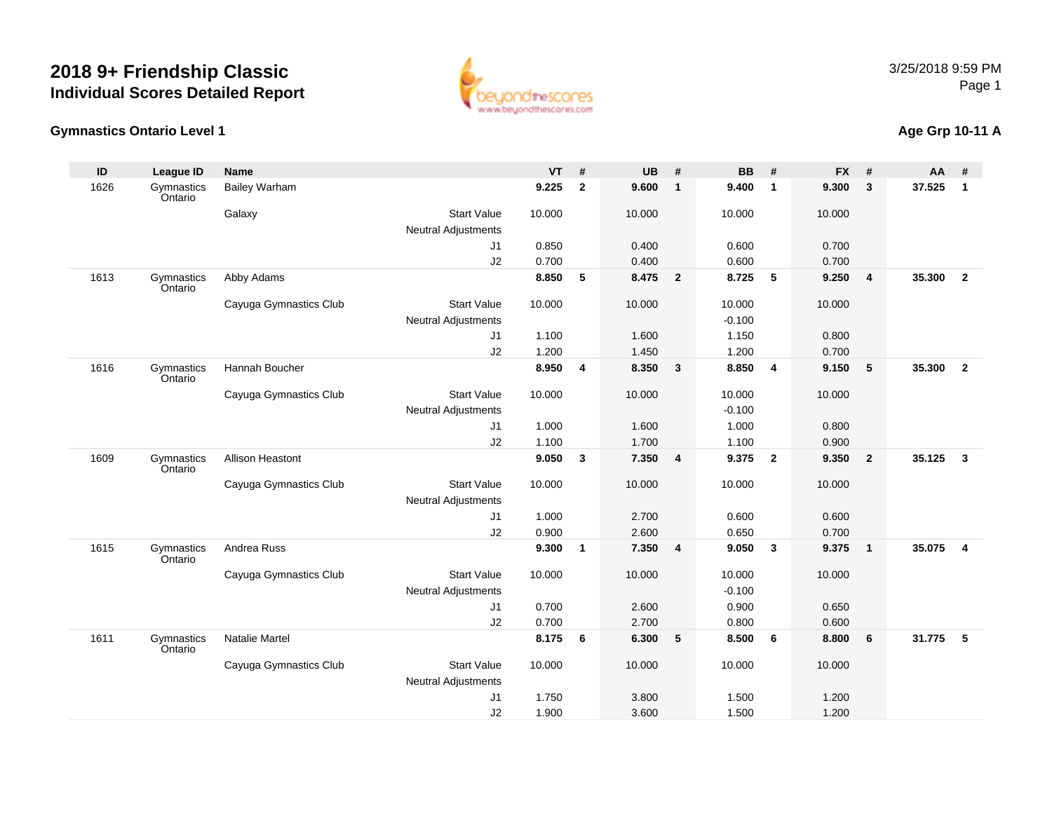# 2018 9+ Friendship Classic
## Individual Scores Detailed Report

3/25/2018 9:59 PM

### Gymnastics Ontario Level 1

### Age Grp 10-11 A

| ID | League ID | Name | | VT | # | UB | # | BB | # | FX | # | AA | # |
|---|---|---|---|---|---|---|---|---|---|---|---|---|---|
| 1626 | Gymnastics Ontario | Bailey Warham | | **9.225** | **2** | **9.600** | **1** | **9.400** | **1** | **9.300** | **3** | **37.525** | **1** |
| | | Galaxy | Start Value | 10.000 | | 10.000 | | 10.000 | | 10.000 | | | |
| | | | Neutral Adjustments | | | | | | | | | | |
| | | | J1 | 0.850 | | 0.400 | | 0.600 | | 0.700 | | | |
| | | | J2 | 0.700 | | 0.400 | | 0.600 | | 0.700 | | | |
| 1613 | Gymnastics Ontario | Abby Adams | | **8.850** | **5** | **8.475** | **2** | **8.725** | **5** | **9.250** | **4** | **35.300** | **2** |
| | | Cayuga Gymnastics Club | Start Value | 10.000 | | 10.000 | | 10.000 | | 10.000 | | | |
| | | | Neutral Adjustments | | | | | -0.100 | | | | | |
| | | | J1 | 1.100 | | 1.600 | | 1.150 | | 0.800 | | | |
| | | | J2 | 1.200 | | 1.450 | | 1.200 | | 0.700 | | | |
| 1616 | Gymnastics Ontario | Hannah Boucher | | **8.950** | **4** | **8.350** | **3** | **8.850** | **4** | **9.150** | **5** | **35.300** | **2** |
| | | Cayuga Gymnastics Club | Start Value | 10.000 | | 10.000 | | 10.000 | | 10.000 | | | |
| | | | Neutral Adjustments | | | | | -0.100 | | | | | |
| | | | J1 | 1.000 | | 1.600 | | 1.000 | | 0.800 | | | |
| | | | J2 | 1.100 | | 1.700 | | 1.100 | | 0.900 | | | |
| 1609 | Gymnastics Ontario | Allison Heastont | | **9.050** | **3** | **7.350** | **4** | **9.375** | **2** | **9.350** | **2** | **35.125** | **3** |
| | | Cayuga Gymnastics Club | Start Value | 10.000 | | 10.000 | | 10.000 | | 10.000 | | | |
| | | | Neutral Adjustments | | | | | | | | | | |
| | | | J1 | 1.000 | | 2.700 | | 0.600 | | 0.600 | | | |
| | | | J2 | 0.900 | | 2.600 | | 0.650 | | 0.700 | | | |
| 1615 | Gymnastics Ontario | Andrea Russ | | **9.300** | **1** | **7.350** | **4** | **9.050** | **3** | **9.375** | **1** | **35.075** | **4** |
| | | Cayuga Gymnastics Club | Start Value | 10.000 | | 10.000 | | 10.000 | | 10.000 | | | |
| | | | Neutral Adjustments | | | | | -0.100 | | | | | |
| | | | J1 | 0.700 | | 2.600 | | 0.900 | | 0.650 | | | |
| | | | J2 | 0.700 | | 2.700 | | 0.800 | | 0.600 | | | |
| 1611 | Gymnastics Ontario | Natalie Martel | | **8.175** | **6** | **6.300** | **5** | **8.500** | **6** | **8.800** | **6** | **31.775** | **5** |
| | | Cayuga Gymnastics Club | Start Value | 10.000 | | 10.000 | | 10.000 | | 10.000 | | | |
| | | | Neutral Adjustments | | | | | | | | | | |
| | | | J1 | 1.750 | | 3.800 | | 1.500 | | 1.200 | | | |
| | | | J2 | 1.900 | | 3.600 | | 1.500 | | 1.200 | | | |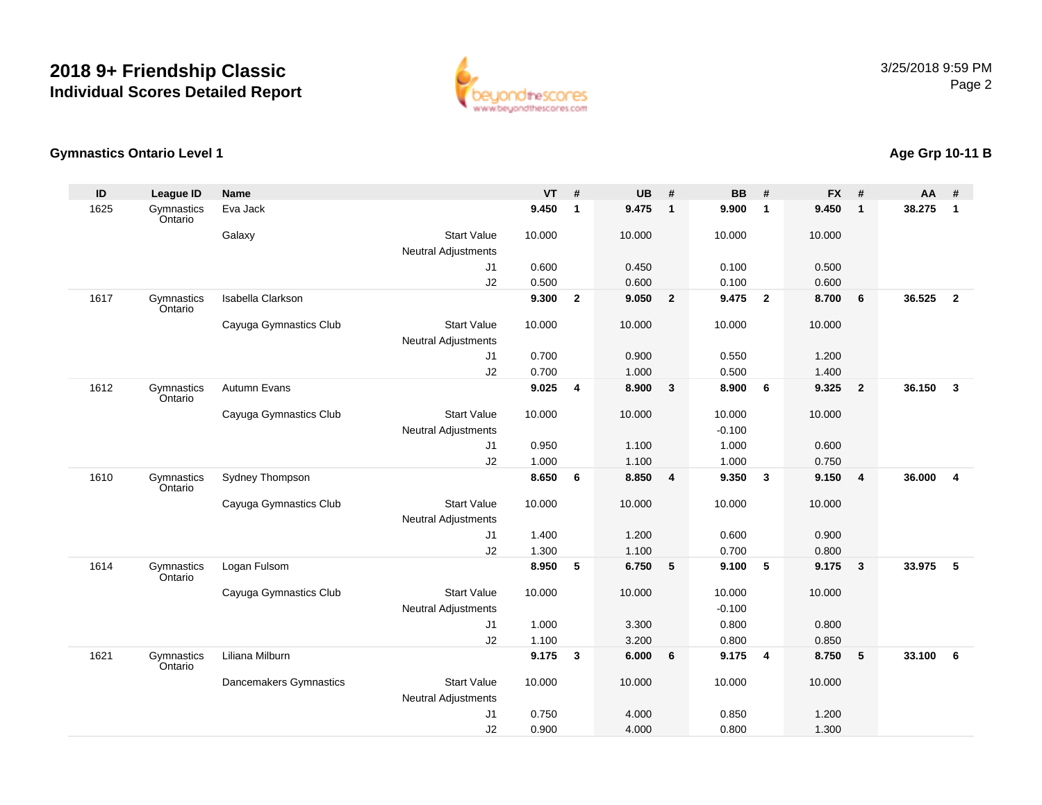# 2018 9+ Friendship Classic
## Individual Scores Detailed Report

3/25/2018 9:59 PM

### Gymnastics Ontario Level 1

### Age Grp 10-11 B

| ID | League ID | Name | | VT | # | UB | # | BB | # | FX | # | AA | # |
|---|---|---|---|---|---|---|---|---|---|---|---|---|---|
| 1625 | Gymnastics Ontario | Eva Jack | | **9.450** | **1** | **9.475** | **1** | **9.900** | **1** | **9.450** | **1** | **38.275** | **1** |
| | | Galaxy | Start Value | 10.000 | | 10.000 | | 10.000 | | 10.000 | | | |
| | | | Neutral Adjustments | | | | | | | | | | |
| | | | J1 | 0.600 | | 0.450 | | 0.100 | | 0.500 | | | |
| | | | J2 | 0.500 | | 0.600 | | 0.100 | | 0.600 | | | |
| 1617 | Gymnastics Ontario | Isabella Clarkson | | **9.300** | **2** | **9.050** | **2** | **9.475** | **2** | **8.700** | **6** | **36.525** | **2** |
| | | Cayuga Gymnastics Club | Start Value | 10.000 | | 10.000 | | 10.000 | | 10.000 | | | |
| | | | Neutral Adjustments | | | | | | | | | | |
| | | | J1 | 0.700 | | 0.900 | | 0.550 | | 1.200 | | | |
| | | | J2 | 0.700 | | 1.000 | | 0.500 | | 1.400 | | | |
| 1612 | Gymnastics Ontario | Autumn Evans | | **9.025** | **4** | **8.900** | **3** | **8.900** | **6** | **9.325** | **2** | **36.150** | **3** |
| | | Cayuga Gymnastics Club | Start Value | 10.000 | | 10.000 | | 10.000 | | 10.000 | | | |
| | | | Neutral Adjustments | | | | | -0.100 | | | | | |
| | | | J1 | 0.950 | | 1.100 | | 1.000 | | 0.600 | | | |
| | | | J2 | 1.000 | | 1.100 | | 1.000 | | 0.750 | | | |
| 1610 | Gymnastics Ontario | Sydney Thompson | | **8.650** | **6** | **8.850** | **4** | **9.350** | **3** | **9.150** | **4** | **36.000** | **4** |
| | | Cayuga Gymnastics Club | Start Value | 10.000 | | 10.000 | | 10.000 | | 10.000 | | | |
| | | | Neutral Adjustments | | | | | | | | | | |
| | | | J1 | 1.400 | | 1.200 | | 0.600 | | 0.900 | | | |
| | | | J2 | 1.300 | | 1.100 | | 0.700 | | 0.800 | | | |
| 1614 | Gymnastics Ontario | Logan Fulsom | | **8.950** | **5** | **6.750** | **5** | **9.100** | **5** | **9.175** | **3** | **33.975** | **5** |
| | | Cayuga Gymnastics Club | Start Value | 10.000 | | 10.000 | | 10.000 | | 10.000 | | | |
| | | | Neutral Adjustments | | | | | -0.100 | | | | | |
| | | | J1 | 1.000 | | 3.300 | | 0.800 | | 0.800 | | | |
| | | | J2 | 1.100 | | 3.200 | | 0.800 | | 0.850 | | | |
| 1621 | Gymnastics Ontario | Liliana Milburn | | **9.175** | **3** | **6.000** | **6** | **9.175** | **4** | **8.750** | **5** | **33.100** | **6** |
| | | Dancemakers Gymnastics | Start Value | 10.000 | | 10.000 | | 10.000 | | 10.000 | | | |
| | | | Neutral Adjustments | | | | | | | | | | |
| | | | J1 | 0.750 | | 4.000 | | 0.850 | | 1.200 | | | |
| | | | J2 | 0.900 | | 4.000 | | 0.800 | | 1.300 | | | |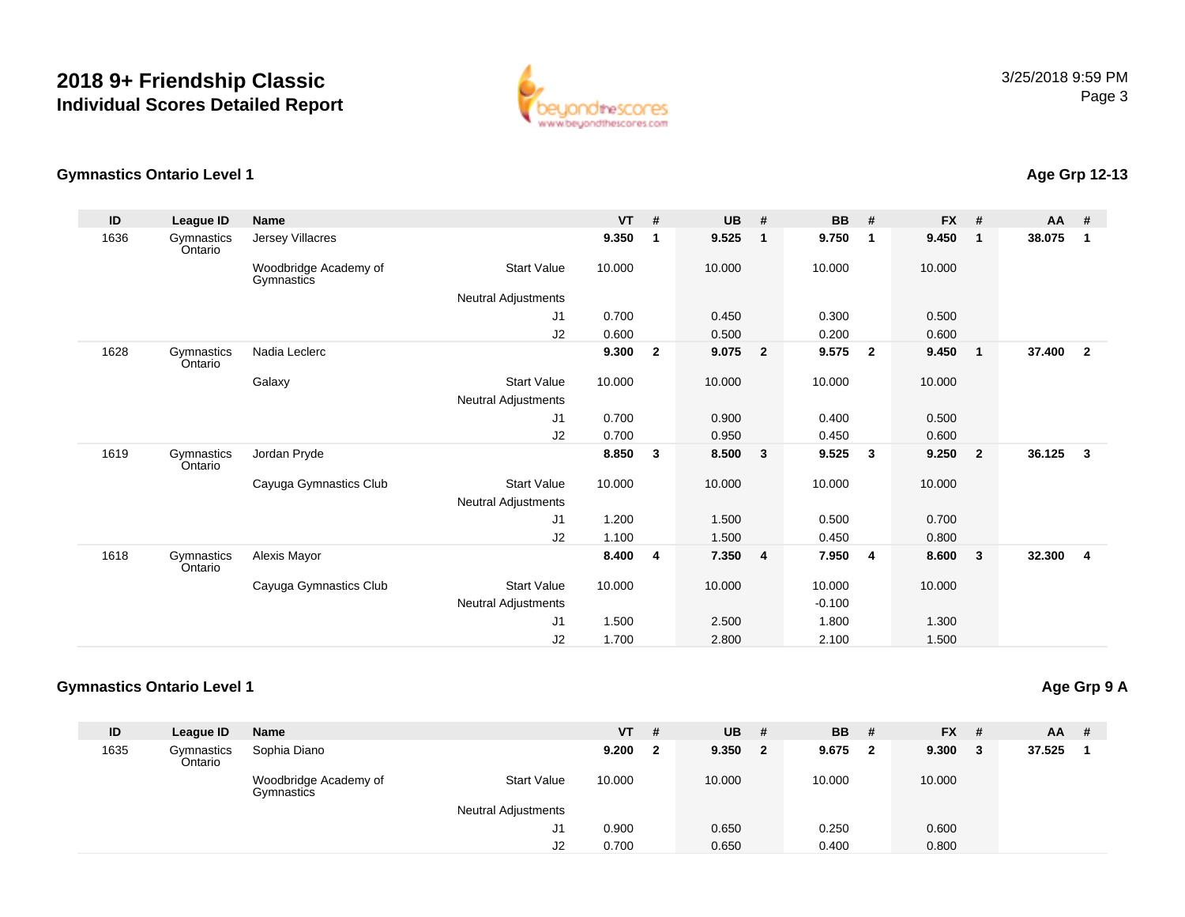# 2018 9+ Friendship Classic
## Individual Scores Detailed Report

3/25/2018 9:59 PM

### Gymnastics Ontario Level 1

**Age Grp 12-13**

| ID | League ID | Name | | VT | # | UB | # | BB | # | FX | # | AA | # |
|---|---|---|---|---|---|---|---|---|---|---|---|---|---|
| 1636 | Gymnastics Ontario | Jersey Villacres | | **9.350** | **1** | **9.525** | **1** | **9.750** | **1** | **9.450** | **1** | **38.075** | **1** |
| | | Woodbridge Academy of Gymnastics | Start Value | 10.000 | | 10.000 | | 10.000 | | 10.000 | | | |
| | | | Neutral Adjustments | | | | | | | | | | |
| | | | J1 | 0.700 | | 0.450 | | 0.300 | | 0.500 | | | |
| | | | J2 | 0.600 | | 0.500 | | 0.200 | | 0.600 | | | |
| 1628 | Gymnastics Ontario | Nadia Leclerc | | **9.300** | **2** | **9.075** | **2** | **9.575** | **2** | **9.450** | **1** | **37.400** | **2** |
| | | Galaxy | Start Value | 10.000 | | 10.000 | | 10.000 | | 10.000 | | | |
| | | | Neutral Adjustments | | | | | | | | | | |
| | | | J1 | 0.700 | | 0.900 | | 0.400 | | 0.500 | | | |
| | | | J2 | 0.700 | | 0.950 | | 0.450 | | 0.600 | | | |
| 1619 | Gymnastics Ontario | Jordan Pryde | | **8.850** | **3** | **8.500** | **3** | **9.525** | **3** | **9.250** | **2** | **36.125** | **3** |
| | | Cayuga Gymnastics Club | Start Value | 10.000 | | 10.000 | | 10.000 | | 10.000 | | | |
| | | | Neutral Adjustments | | | | | | | | | | |
| | | | J1 | 1.200 | | 1.500 | | 0.500 | | 0.700 | | | |
| | | | J2 | 1.100 | | 1.500 | | 0.450 | | 0.800 | | | |
| 1618 | Gymnastics Ontario | Alexis Mayor | | **8.400** | **4** | **7.350** | **4** | **7.950** | **4** | **8.600** | **3** | **32.300** | **4** |
| | | Cayuga Gymnastics Club | Start Value | 10.000 | | 10.000 | | 10.000 | | 10.000 | | | |
| | | | Neutral Adjustments | | | | | -0.100 | | | | | |
| | | | J1 | 1.500 | | 2.500 | | 1.800 | | 1.300 | | | |
| | | | J2 | 1.700 | | 2.800 | | 2.100 | | 1.500 | | | |

### Gymnastics Ontario Level 1

**Age Grp 9 A**

| ID | League ID | Name | | VT | # | UB | # | BB | # | FX | # | AA | # |
|---|---|---|---|---|---|---|---|---|---|---|---|---|---|
| 1635 | Gymnastics Ontario | Sophia Diano | | **9.200** | **2** | **9.350** | **2** | **9.675** | **2** | **9.300** | **3** | **37.525** | **1** |
| | | Woodbridge Academy of Gymnastics | Start Value | 10.000 | | 10.000 | | 10.000 | | 10.000 | | | |
| | | | Neutral Adjustments | | | | | | | | | | |
| | | | J1 | 0.900 | | 0.650 | | 0.250 | | 0.600 | | | |
| | | | J2 | 0.700 | | 0.650 | | 0.400 | | 0.800 | | | |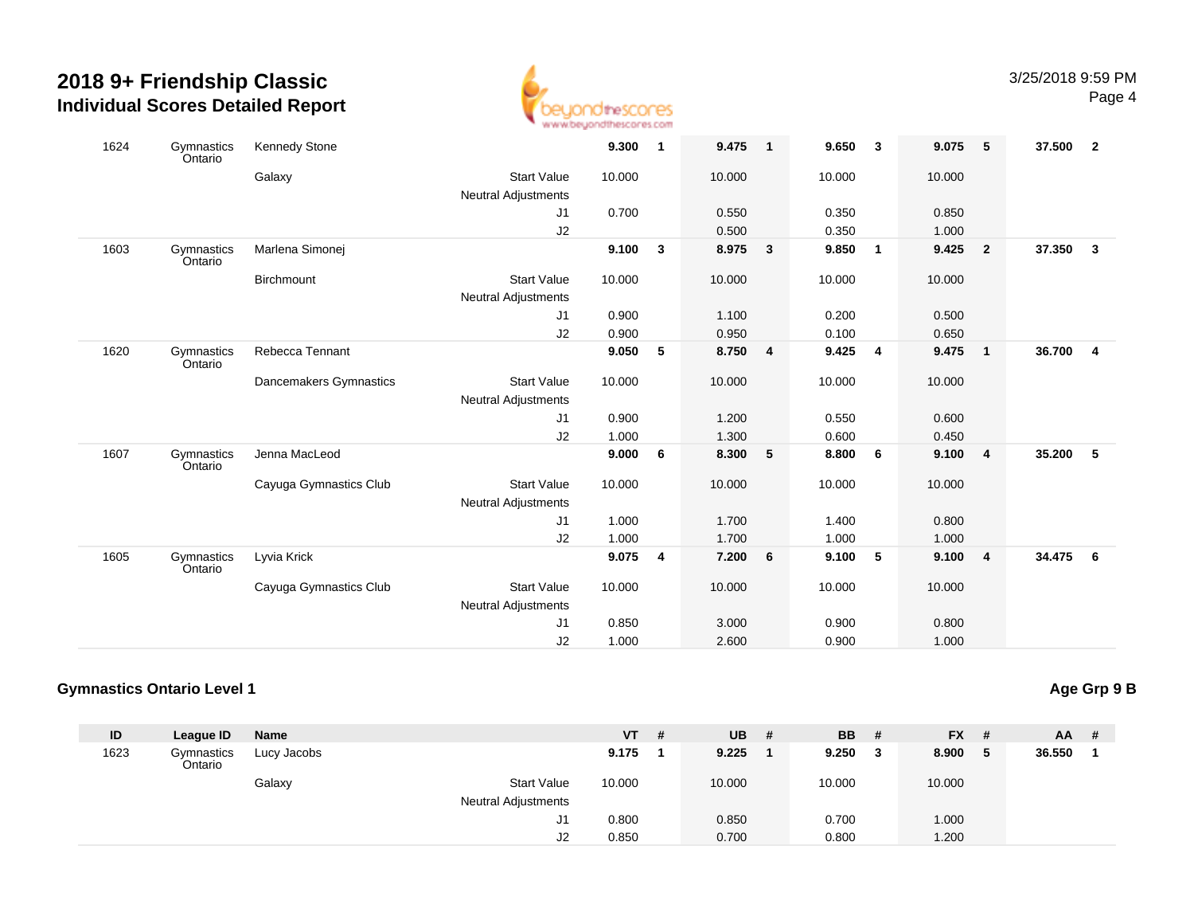# 2018 9+ Friendship Classic

## Individual Scores Detailed Report

3/25/2018 9:59 PM

| ID | League ID | Name | | VT | # | UB | # | BB | # | FX | # | AA | # |
|---|---|---|---|---|---|---|---|---|---|---|---|---|---|
| 1624 | Gymnastics Ontario | Kennedy Stone | | **9.300** | **1** | **9.475** | **1** | **9.650** | **3** | **9.075** | **5** | **37.500** | **2** |
| | | Galaxy | Start Value | 10.000 | | 10.000 | | 10.000 | | 10.000 | | | |
| | | | Neutral Adjustments | | | | | | | | | | |
| | | | J1 | 0.700 | | 0.550 | | 0.350 | | 0.850 | | | |
| | | | J2 | | | 0.500 | | 0.350 | | 1.000 | | | |
| 1603 | Gymnastics Ontario | Marlena Simonej | | **9.100** | **3** | **8.975** | **3** | **9.850** | **1** | **9.425** | **2** | **37.350** | **3** |
| | | Birchmount | Start Value | 10.000 | | 10.000 | | 10.000 | | 10.000 | | | |
| | | | Neutral Adjustments | | | | | | | | | | |
| | | | J1 | 0.900 | | 1.100 | | 0.200 | | 0.500 | | | |
| | | | J2 | 0.900 | | 0.950 | | 0.100 | | 0.650 | | | |
| 1620 | Gymnastics Ontario | Rebecca Tennant | | **9.050** | **5** | **8.750** | **4** | **9.425** | **4** | **9.475** | **1** | **36.700** | **4** |
| | | Dancemakers Gymnastics | Start Value | 10.000 | | 10.000 | | 10.000 | | 10.000 | | | |
| | | | Neutral Adjustments | | | | | | | | | | |
| | | | J1 | 0.900 | | 1.200 | | 0.550 | | 0.600 | | | |
| | | | J2 | 1.000 | | 1.300 | | 0.600 | | 0.450 | | | |
| 1607 | Gymnastics Ontario | Jenna MacLeod | | **9.000** | **6** | **8.300** | **5** | **8.800** | **6** | **9.100** | **4** | **35.200** | **5** |
| | | Cayuga Gymnastics Club | Start Value | 10.000 | | 10.000 | | 10.000 | | 10.000 | | | |
| | | | Neutral Adjustments | | | | | | | | | | |
| | | | J1 | 1.000 | | 1.700 | | 1.400 | | 0.800 | | | |
| | | | J2 | 1.000 | | 1.700 | | 1.000 | | 1.000 | | | |
| 1605 | Gymnastics Ontario | Lyvia Krick | | **9.075** | **4** | **7.200** | **6** | **9.100** | **5** | **9.100** | **4** | **34.475** | **6** |
| | | Cayuga Gymnastics Club | Start Value | 10.000 | | 10.000 | | 10.000 | | 10.000 | | | |
| | | | Neutral Adjustments | | | | | | | | | | |
| | | | J1 | 0.850 | | 3.000 | | 0.900 | | 0.800 | | | |
| | | | J2 | 1.000 | | 2.600 | | 0.900 | | 1.000 | | | |

### Gymnastics Ontario Level 1

**Age Grp 9 B**

| ID | League ID | Name | | VT | # | UB | # | BB | # | FX | # | AA | # |
|---|---|---|---|---|---|---|---|---|---|---|---|---|---|
| 1623 | Gymnastics Ontario | Lucy Jacobs | | **9.175** | **1** | **9.225** | **1** | **9.250** | **3** | **8.900** | **5** | **36.550** | **1** |
| | | Galaxy | Start Value | 10.000 | | 10.000 | | 10.000 | | 10.000 | | | |
| | | | Neutral Adjustments | | | | | | | | | | |
| | | | J1 | 0.800 | | 0.850 | | 0.700 | | 1.000 | | | |
| | | | J2 | 0.850 | | 0.700 | | 0.800 | | 1.200 | | | |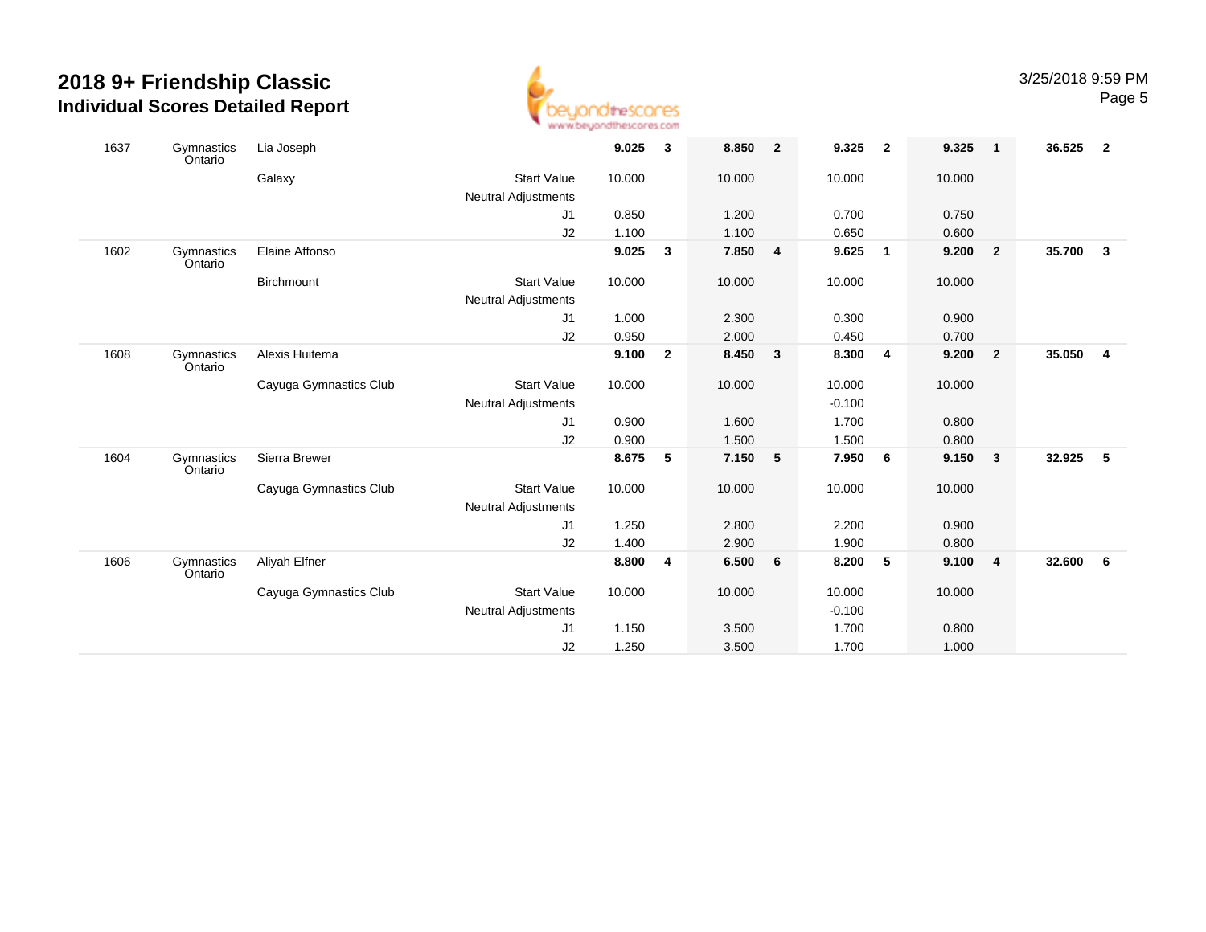# 2018 9+ Friendship Classic
## Individual Scores Detailed Report

| | | | | | | | | | | | | | |
|---|---|---|---|---|---|---|---|---|---|---|---|---|---|
| 1637 | Gymnastics Ontario | Lia Joseph | | **9.025** | **3** | **8.850** | **2** | **9.325** | **2** | **9.325** | **1** | **36.525** | **2** |
| | | Galaxy | Start Value | 10.000 | | 10.000 | | 10.000 | | 10.000 | | | |
| | | | Neutral Adjustments | | | | | | | | | | |
| | | | J1 | 0.850 | | 1.200 | | 0.700 | | 0.750 | | | |
| | | | J2 | 1.100 | | 1.100 | | 0.650 | | 0.600 | | | |
| 1602 | Gymnastics Ontario | Elaine Affonso | | **9.025** | **3** | **7.850** | **4** | **9.625** | **1** | **9.200** | **2** | **35.700** | **3** |
| | | Birchmount | Start Value | 10.000 | | 10.000 | | 10.000 | | 10.000 | | | |
| | | | Neutral Adjustments | | | | | | | | | | |
| | | | J1 | 1.000 | | 2.300 | | 0.300 | | 0.900 | | | |
| | | | J2 | 0.950 | | 2.000 | | 0.450 | | 0.700 | | | |
| 1608 | Gymnastics Ontario | Alexis Huitema | | **9.100** | **2** | **8.450** | **3** | **8.300** | **4** | **9.200** | **2** | **35.050** | **4** |
| | | Cayuga Gymnastics Club | Start Value | 10.000 | | 10.000 | | 10.000 | | 10.000 | | | |
| | | | Neutral Adjustments | | | | | -0.100 | | | | | |
| | | | J1 | 0.900 | | 1.600 | | 1.700 | | 0.800 | | | |
| | | | J2 | 0.900 | | 1.500 | | 1.500 | | 0.800 | | | |
| 1604 | Gymnastics Ontario | Sierra Brewer | | **8.675** | **5** | **7.150** | **5** | **7.950** | **6** | **9.150** | **3** | **32.925** | **5** |
| | | Cayuga Gymnastics Club | Start Value | 10.000 | | 10.000 | | 10.000 | | 10.000 | | | |
| | | | Neutral Adjustments | | | | | | | | | | |
| | | | J1 | 1.250 | | 2.800 | | 2.200 | | 0.900 | | | |
| | | | J2 | 1.400 | | 2.900 | | 1.900 | | 0.800 | | | |
| 1606 | Gymnastics Ontario | Aliyah Elfner | | **8.800** | **4** | **6.500** | **6** | **8.200** | **5** | **9.100** | **4** | **32.600** | **6** |
| | | Cayuga Gymnastics Club | Start Value | 10.000 | | 10.000 | | 10.000 | | 10.000 | | | |
| | | | Neutral Adjustments | | | | | -0.100 | | | | | |
| | | | J1 | 1.150 | | 3.500 | | 1.700 | | 0.800 | | | |
| | | | J2 | 1.250 | | 3.500 | | 1.700 | | 1.000 | | | |